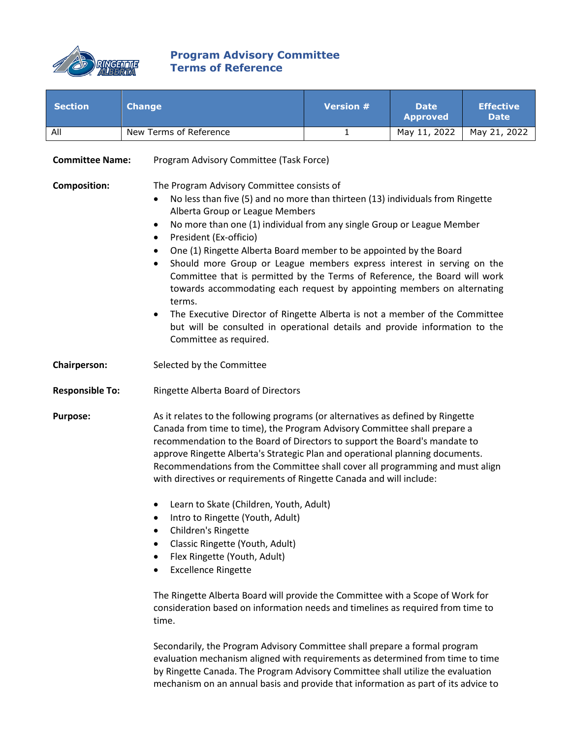# Program Advisory Committee Terms of Reference

| Section | Change | Version # | Date Approved | Effective Date |
|---|---|---|---|---|
| All | New Terms of Reference | 1 | May 11, 2022 | May 21, 2022 |

**Committee Name:** Program Advisory Committee (Task Force)

**Composition:** The Program Advisory Committee consists of

- No less than five (5) and no more than thirteen (13) individuals from Ringette Alberta Group or League Members
- No more than one (1) individual from any single Group or League Member
- President (Ex-officio)
- One (1) Ringette Alberta Board member to be appointed by the Board
- Should more Group or League members express interest in serving on the Committee that is permitted by the Terms of Reference, the Board will work towards accommodating each request by appointing members on alternating terms.
- The Executive Director of Ringette Alberta is not a member of the Committee but will be consulted in operational details and provide information to the Committee as required.

**Chairperson:** Selected by the Committee

**Responsible To:** Ringette Alberta Board of Directors

**Purpose:** As it relates to the following programs (or alternatives as defined by Ringette Canada from time to time), the Program Advisory Committee shall prepare a recommendation to the Board of Directors to support the Board's mandate to approve Ringette Alberta's Strategic Plan and operational planning documents. Recommendations from the Committee shall cover all programming and must align with directives or requirements of Ringette Canada and will include:

- Learn to Skate (Children, Youth, Adult)
- Intro to Ringette (Youth, Adult)
- Children's Ringette
- Classic Ringette (Youth, Adult)
- Flex Ringette (Youth, Adult)
- Excellence Ringette

The Ringette Alberta Board will provide the Committee with a Scope of Work for consideration based on information needs and timelines as required from time to time.

Secondarily, the Program Advisory Committee shall prepare a formal program evaluation mechanism aligned with requirements as determined from time to time by Ringette Canada. The Program Advisory Committee shall utilize the evaluation mechanism on an annual basis and provide that information as part of its advice to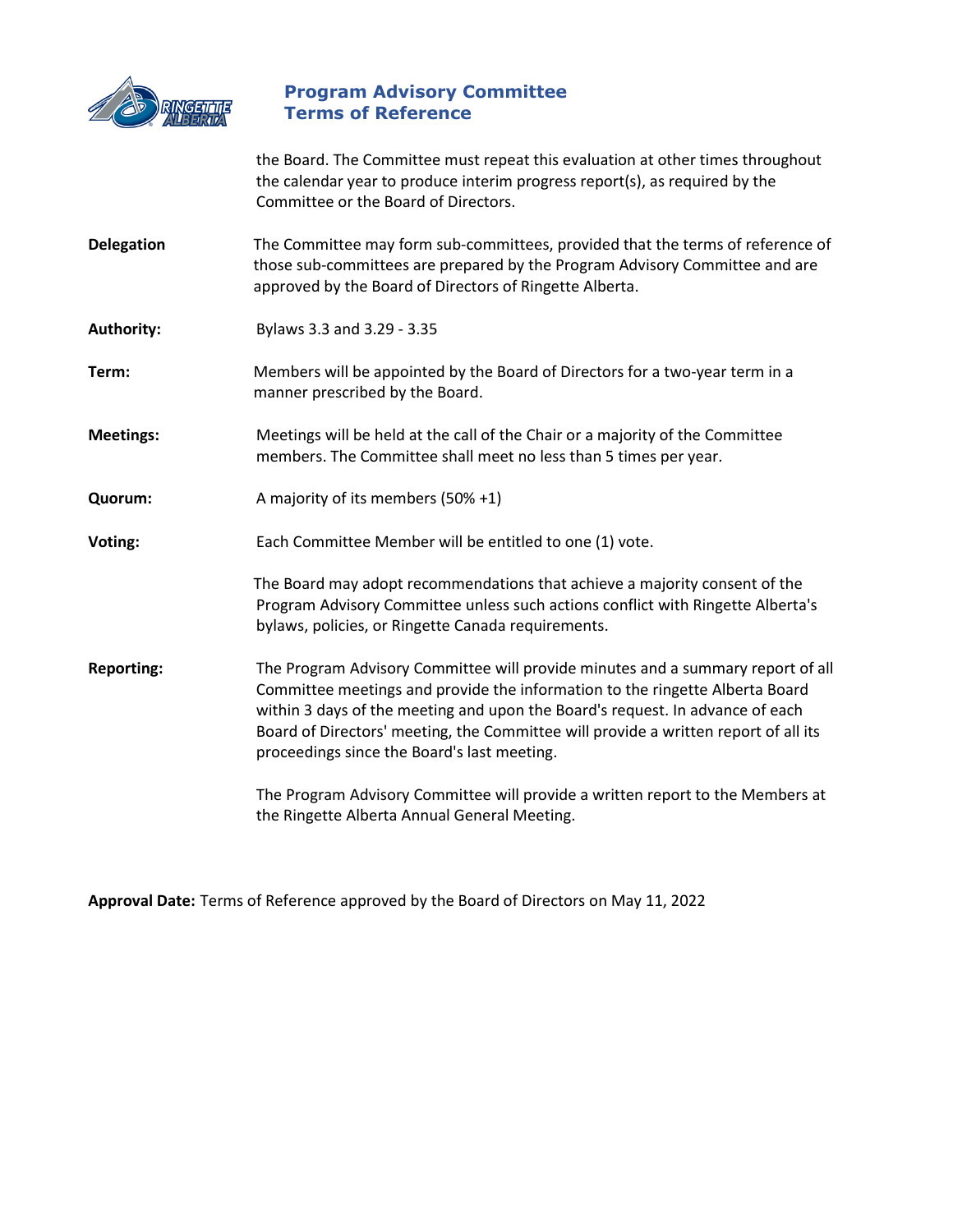the Board. The Committee must repeat this evaluation at other times throughout the calendar year to produce interim progress report(s), as required by the Committee or the Board of Directors.

| | |
|---|---|
| **Delegation** | The Committee may form sub-committees, provided that the terms of reference of those sub-committees are prepared by the Program Advisory Committee and are approved by the Board of Directors of Ringette Alberta. |
| **Authority:** | Bylaws 3.3 and 3.29 - 3.35 |
| **Term:** | Members will be appointed by the Board of Directors for a two-year term in a manner prescribed by the Board. |
| **Meetings:** | Meetings will be held at the call of the Chair or a majority of the Committee members. The Committee shall meet no less than 5 times per year. |
| **Quorum:** | A majority of its members (50% +1) |
| **Voting:** | Each Committee Member will be entitled to one (1) vote.<br><br>The Board may adopt recommendations that achieve a majority consent of the Program Advisory Committee unless such actions conflict with Ringette Alberta's bylaws, policies, or Ringette Canada requirements. |
| **Reporting:** | The Program Advisory Committee will provide minutes and a summary report of all Committee meetings and provide the information to the ringette Alberta Board within 3 days of the meeting and upon the Board's request. In advance of each Board of Directors' meeting, the Committee will provide a written report of all its proceedings since the Board's last meeting.<br><br>The Program Advisory Committee will provide a written report to the Members at the Ringette Alberta Annual General Meeting. |

**Approval Date:** Terms of Reference approved by the Board of Directors on May 11, 2022